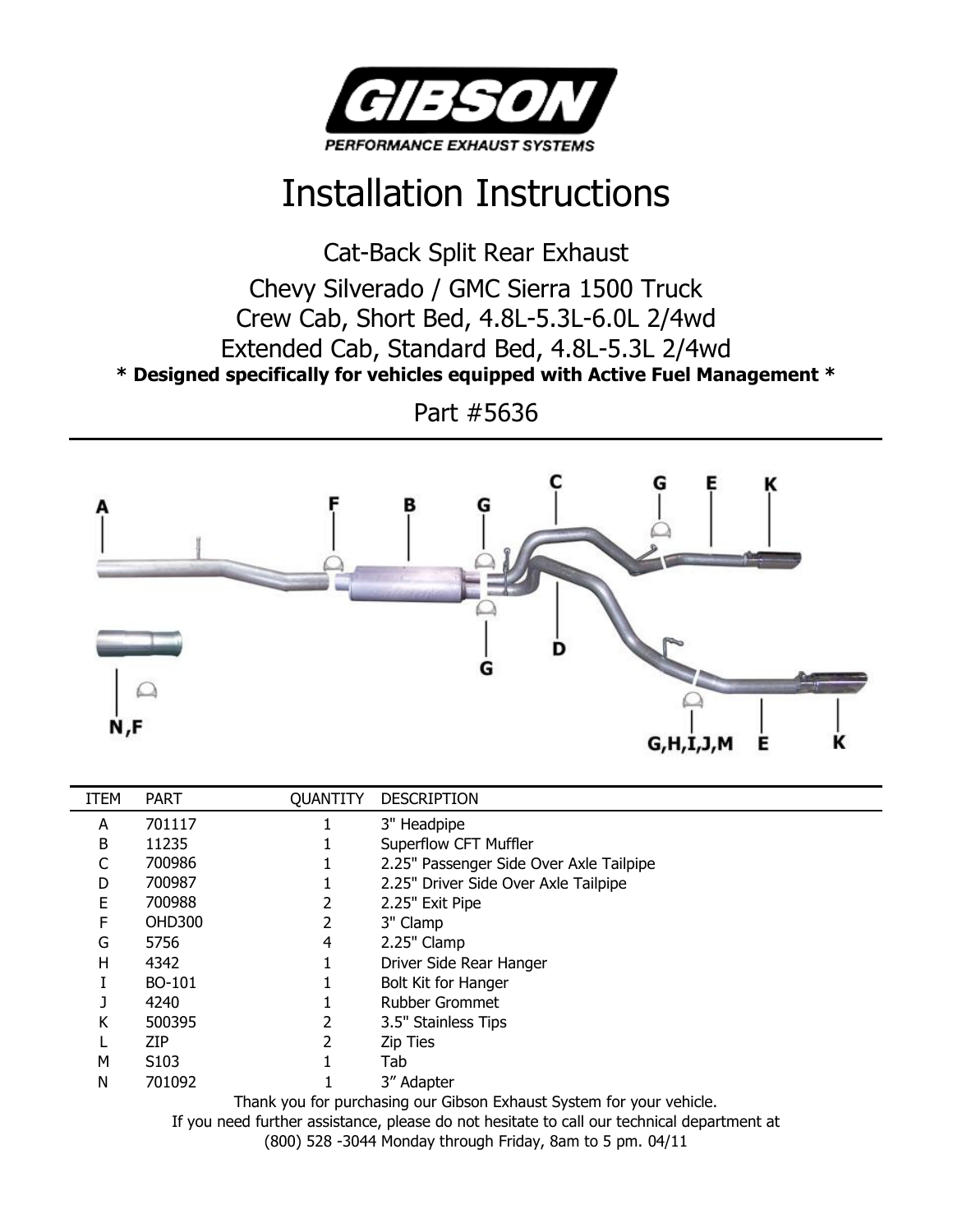# Installation Instructions

Cat-Back Split Rear Exhaust

Chevy Silverado / GMC Sierra 1500 Truck

Crew Cab, Short Bed, 4.8L-5.3L-6.0L 2/4wd

Extended Cab, Standard Bed, 4.8L-5.3L 2/4wd

**\* Designed specifically for vehicles equipped with Active Fuel Management \***

Part #5636

---

| ITEM | PART | QUANTITY | DESCRIPTION |
|---|---|---|---|
| A | 701117 | 1 | 3" Headpipe |
| B | 11235 | 1 | Superflow CFT Muffler |
| C | 700986 | 1 | 2.25" Passenger Side Over Axle Tailpipe |
| D | 700987 | 1 | 2.25" Driver Side Over Axle Tailpipe |
| E | 700988 | 2 | 2.25" Exit Pipe |
| F | OHD300 | 2 | 3" Clamp |
| G | 5756 | 4 | 2.25" Clamp |
| H | 4342 | 1 | Driver Side Rear Hanger |
| I | BO-101 | 1 | Bolt Kit for Hanger |
| J | 4240 | 1 | Rubber Grommet |
| K | 500395 | 2 | 3.5" Stainless Tips |
| L | ZIP | 2 | Zip Ties |
| M | S103 | 1 | Tab |
| N | 701092 | 1 | 3” Adapter |

Thank you for purchasing our Gibson Exhaust System for your vehicle.

If you need further assistance, please do not hesitate to call our technical department at (800) 528 -3044 Monday through Friday, 8am to 5 pm. 04/11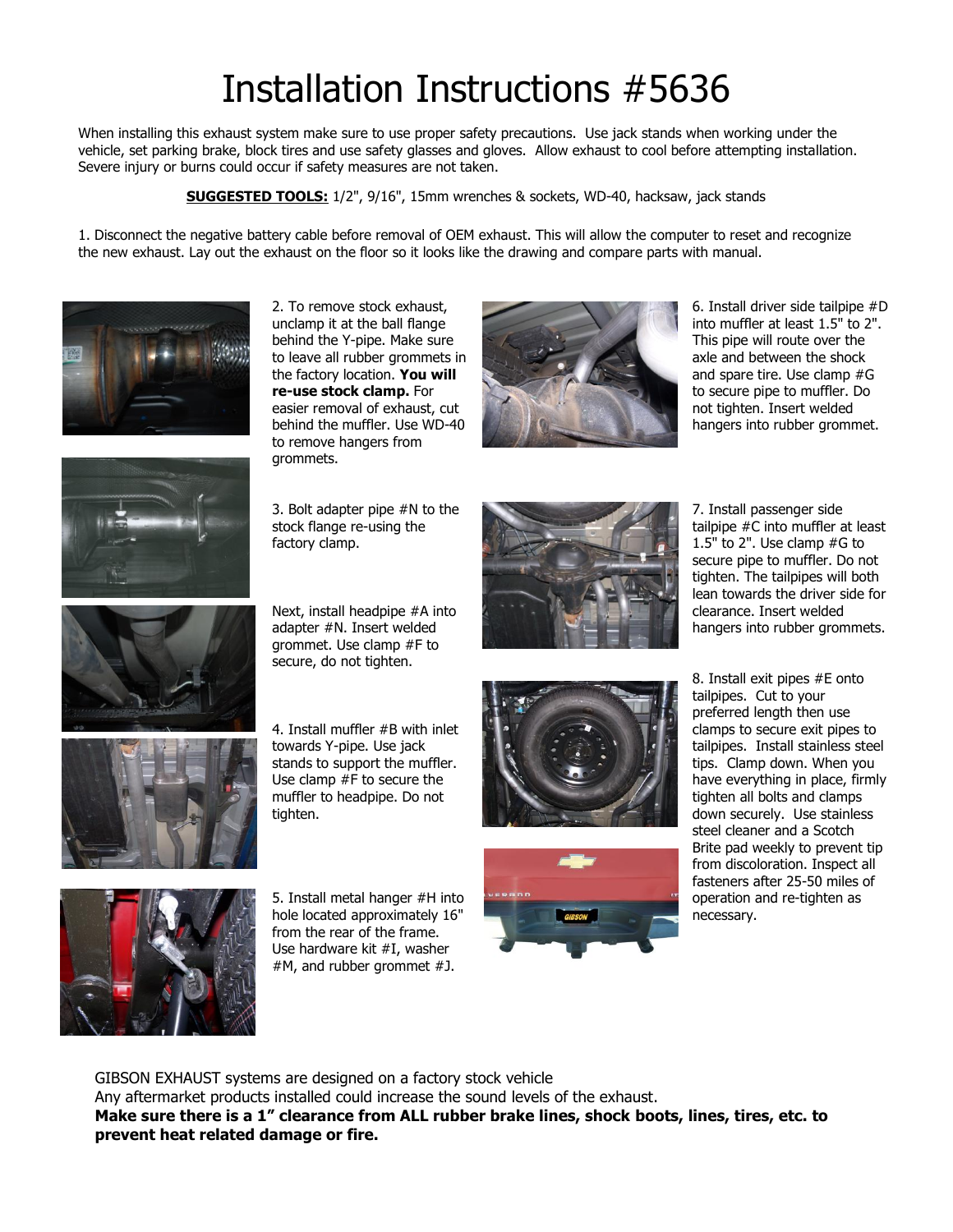# Installation Instructions #5636

When installing this exhaust system make sure to use proper safety precautions. Use jack stands when working under the vehicle, set parking brake, block tires and use safety glasses and gloves. Allow exhaust to cool before attempting installation. Severe injury or burns could occur if safety measures are not taken.

**SUGGESTED TOOLS:** 1/2", 9/16", 15mm wrenches & sockets, WD-40, hacksaw, jack stands

1. Disconnect the negative battery cable before removal of OEM exhaust. This will allow the computer to reset and recognize the new exhaust. Lay out the exhaust on the floor so it looks like the drawing and compare parts with manual.

2. To remove stock exhaust, unclamp it at the ball flange behind the Y-pipe. Make sure to leave all rubber grommets in the factory location. **You will re-use stock clamp.** For easier removal of exhaust, cut behind the muffler. Use WD-40 to remove hangers from grommets.

3. Bolt adapter pipe #N to the stock flange re-using the factory clamp.

Next, install headpipe #A into adapter #N. Insert welded grommet. Use clamp #F to secure, do not tighten.

4. Install muffler #B with inlet towards Y-pipe. Use jack stands to support the muffler. Use clamp #F to secure the muffler to headpipe. Do not tighten.

5. Install metal hanger #H into hole located approximately 16" from the rear of the frame. Use hardware kit #I, washer #M, and rubber grommet #J.

6. Install driver side tailpipe #D into muffler at least 1.5" to 2". This pipe will route over the axle and between the shock and spare tire. Use clamp #G to secure pipe to muffler. Do not tighten. Insert welded hangers into rubber grommet.

7. Install passenger side tailpipe #C into muffler at least 1.5" to 2". Use clamp #G to secure pipe to muffler. Do not tighten. The tailpipes will both lean towards the driver side for clearance. Insert welded hangers into rubber grommets.

8. Install exit pipes #E onto tailpipes. Cut to your preferred length then use clamps to secure exit pipes to tailpipes. Install stainless steel tips. Clamp down. When you have everything in place, firmly tighten all bolts and clamps down securely. Use stainless steel cleaner and a Scotch Brite pad weekly to prevent tip from discoloration. Inspect all fasteners after 25-50 miles of operation and re-tighten as necessary.

GIBSON EXHAUST systems are designed on a factory stock vehicle
Any aftermarket products installed could increase the sound levels of the exhaust.
**Make sure there is a 1" clearance from ALL rubber brake lines, shock boots, lines, tires, etc. to prevent heat related damage or fire.**